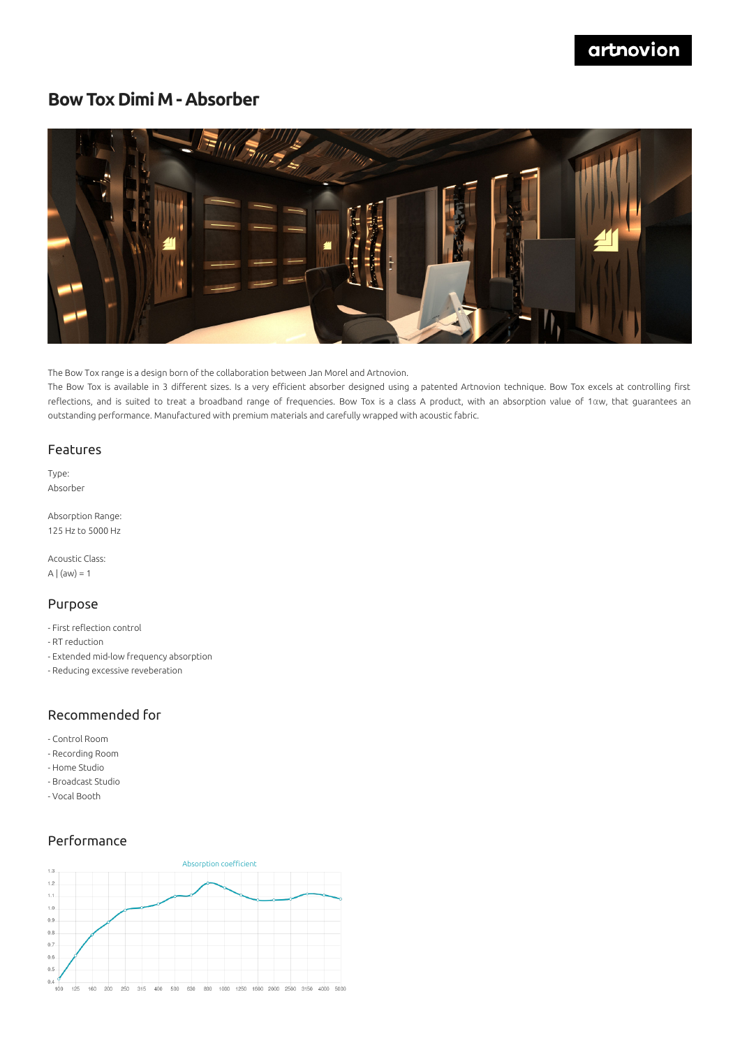# Bow Tox Dimi M - Absorber

The Bow Tox range is a design born of the collaboration between Jan Morel and Artnovion.

The Bow Tox is available in 3 different sizes. Is a very efficient absorber designed using a patented Artnovion technique. Bow Tox excels at controlling first reflections, and is suited to treat a broadband range of frequencies. Bow Tox is a class A product, with an absorption value of 1αw, that guarantees an outstanding performance. Manufactured with premium materials and carefully wrapped with acoustic fabric.

## Features

Type:
Absorber

Absorption Range:
125 Hz to 5000 Hz

Acoustic Class:
A | (aw) = 1

## Purpose

- First reflection control
- RT reduction
- Extended mid-low frequency absorption
- Reducing excessive reveberation

## Recommended for

- Control Room
- Recording Room
- Home Studio
- Broadcast Studio
- Vocal Booth

## Performance

Absorption coefficient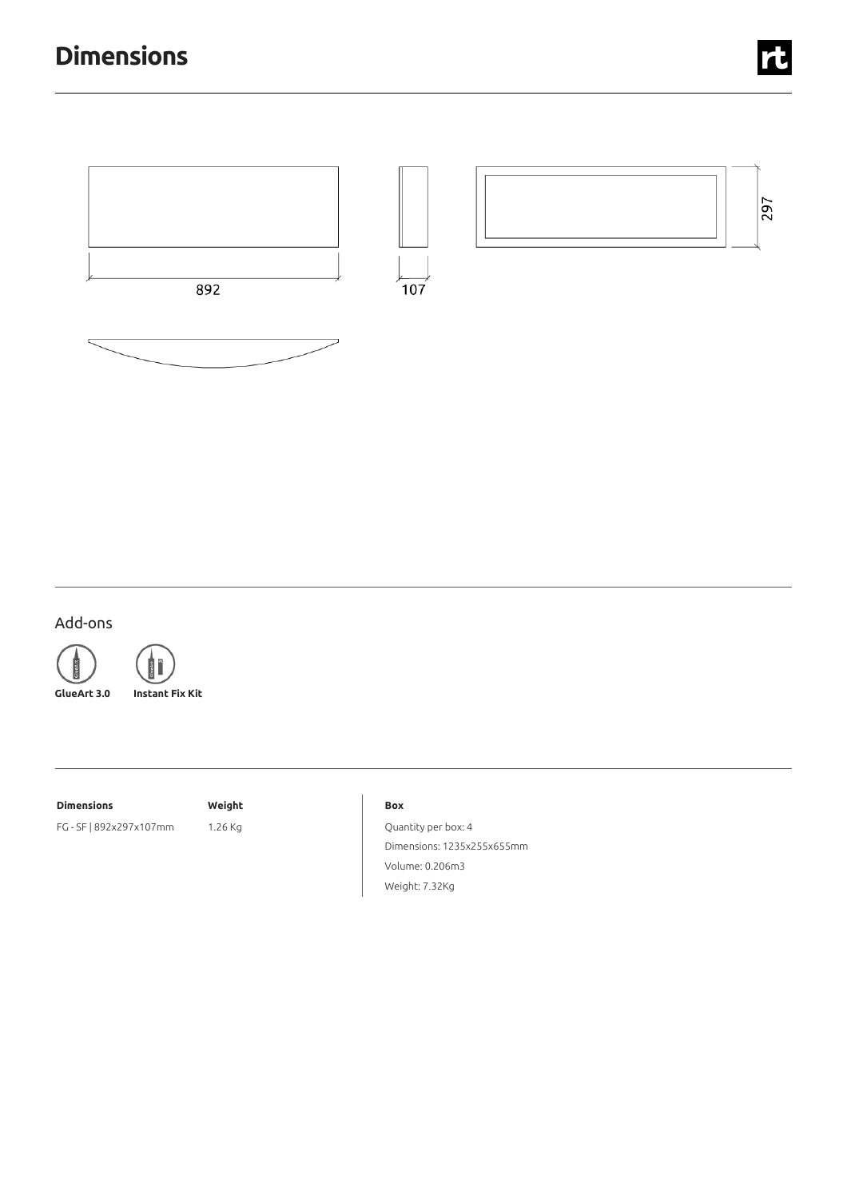# Dimensions

892

107

297

## Add-ons

**GlueArt 3.0** **Instant Fix Kit**

| **Dimensions** | **Weight** |
| --- | --- |
| FG - SF \| 892x297x107mm | 1.26 Kg |

**Box**

Quantity per box: 4

Dimensions: 1235x255x655mm

Volume: 0.206m3

Weight: 7.32Kg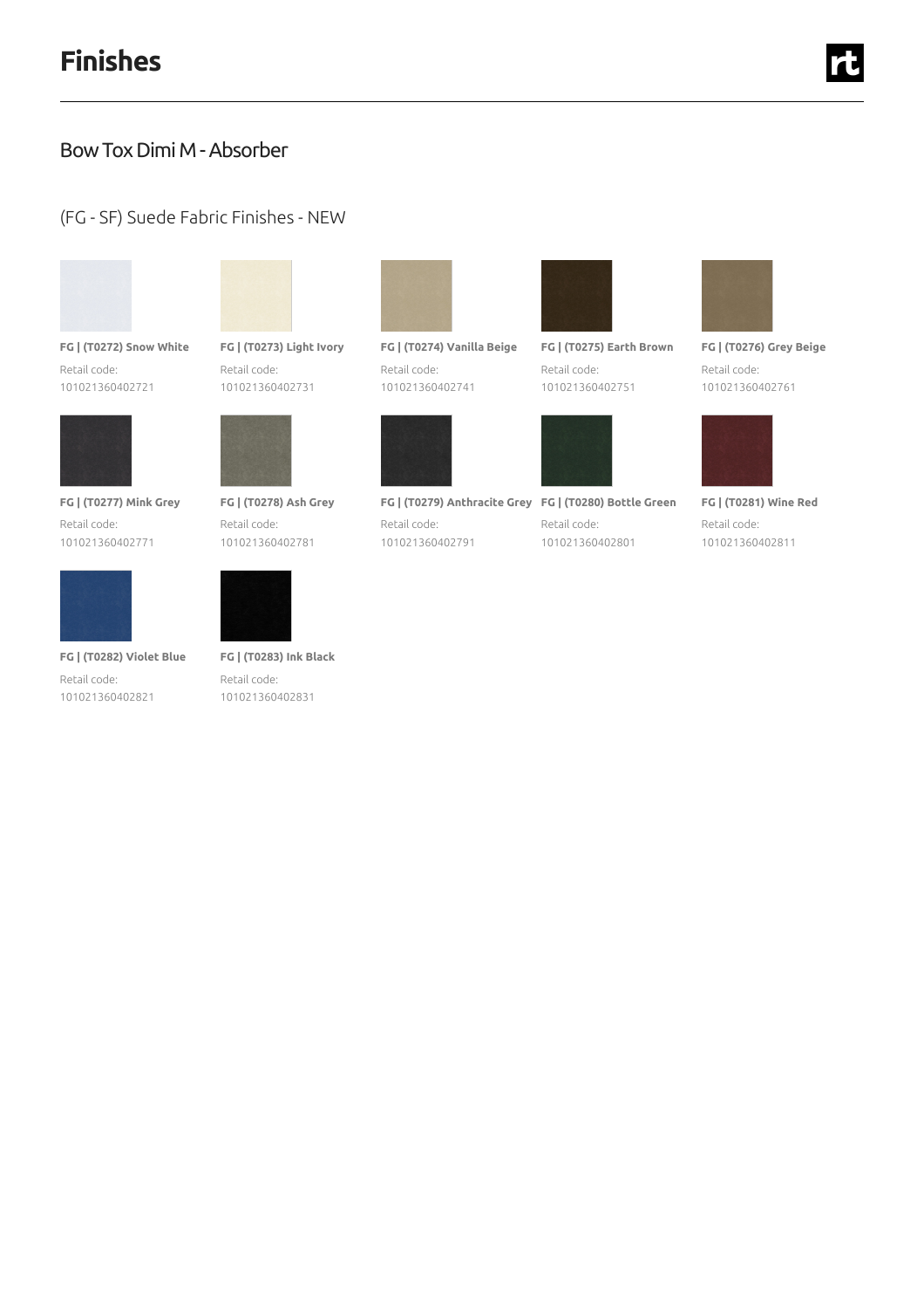# Finishes

## Bow Tox Dimi M - Absorber

### (FG - SF) Suede Fabric Finishes - NEW

**FG | (T0272) Snow White**
Retail code:
101021360402721

**FG | (T0273) Light Ivory**
Retail code:
101021360402731

**FG | (T0274) Vanilla Beige**
Retail code:
101021360402741

**FG | (T0275) Earth Brown**
Retail code:
101021360402751

**FG | (T0276) Grey Beige**
Retail code:
101021360402761

**FG | (T0277) Mink Grey**
Retail code:
101021360402771

**FG | (T0278) Ash Grey**
Retail code:
101021360402781

**FG | (T0279) Anthracite Grey**
Retail code:
101021360402791

**FG | (T0280) Bottle Green**
Retail code:
101021360402801

**FG | (T0281) Wine Red**
Retail code:
101021360402811

**FG | (T0282) Violet Blue**
Retail code:
101021360402821

**FG | (T0283) Ink Black**
Retail code:
101021360402831